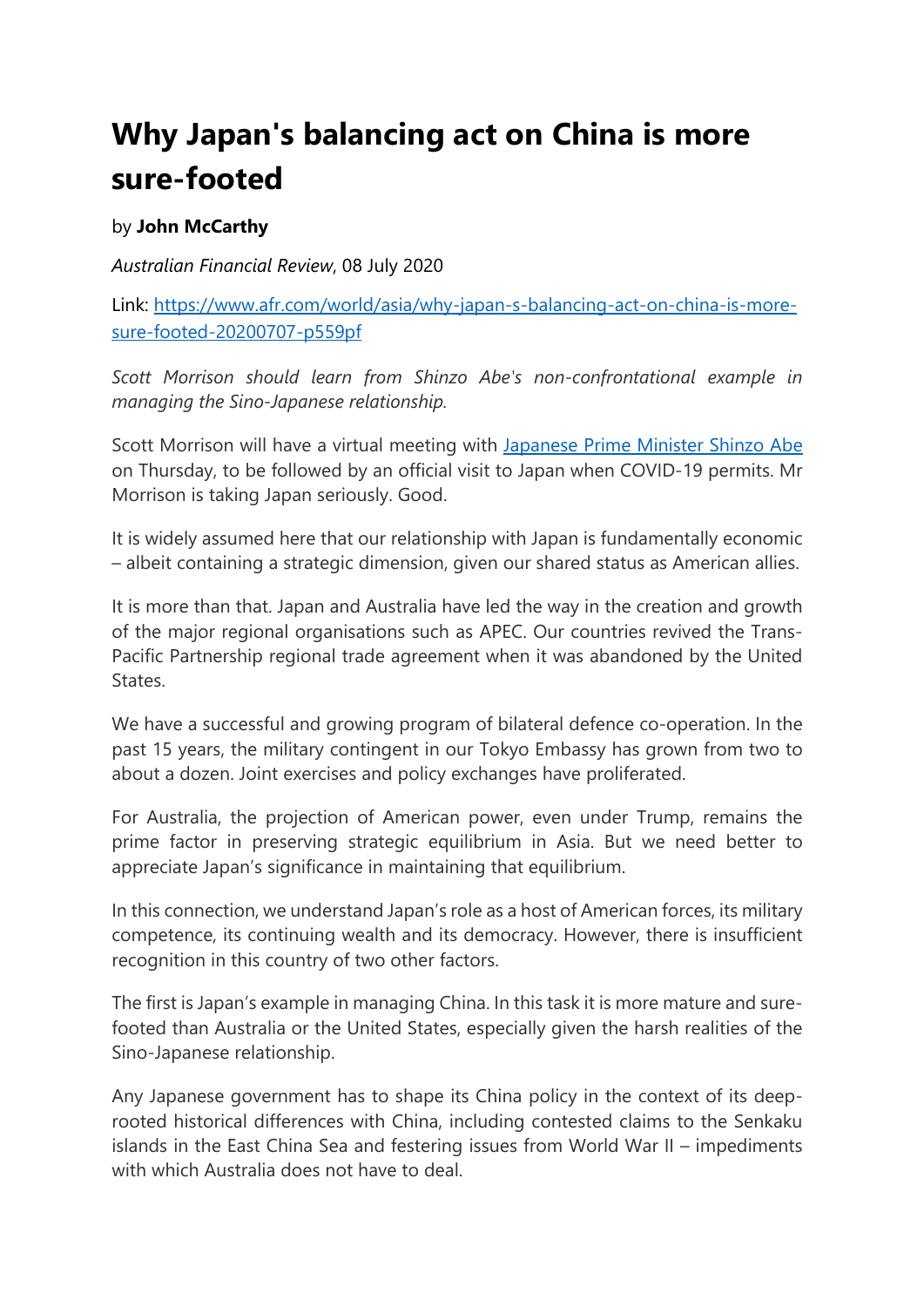# Why Japan's balancing act on China is more sure-footed

by **John McCarthy**

*Australian Financial Review*, 08 July 2020

Link: [https://www.afr.com/world/asia/why-japan-s-balancing-act-on-china-is-more-sure-footed-20200707-p559pf](https://www.afr.com/world/asia/why-japan-s-balancing-act-on-china-is-more-sure-footed-20200707-p559pf)

*Scott Morrison should learn from Shinzo Abe's non-confrontational example in managing the Sino-Japanese relationship.*

Scott Morrison will have a virtual meeting with [Japanese Prime Minister Shinzo Abe](#) on Thursday, to be followed by an official visit to Japan when COVID-19 permits. Mr Morrison is taking Japan seriously. Good.

It is widely assumed here that our relationship with Japan is fundamentally economic – albeit containing a strategic dimension, given our shared status as American allies.

It is more than that. Japan and Australia have led the way in the creation and growth of the major regional organisations such as APEC. Our countries revived the Trans-Pacific Partnership regional trade agreement when it was abandoned by the United States.

We have a successful and growing program of bilateral defence co-operation. In the past 15 years, the military contingent in our Tokyo Embassy has grown from two to about a dozen. Joint exercises and policy exchanges have proliferated.

For Australia, the projection of American power, even under Trump, remains the prime factor in preserving strategic equilibrium in Asia. But we need better to appreciate Japan's significance in maintaining that equilibrium.

In this connection, we understand Japan's role as a host of American forces, its military competence, its continuing wealth and its democracy. However, there is insufficient recognition in this country of two other factors.

The first is Japan's example in managing China. In this task it is more mature and sure-footed than Australia or the United States, especially given the harsh realities of the Sino-Japanese relationship.

Any Japanese government has to shape its China policy in the context of its deep-rooted historical differences with China, including contested claims to the Senkaku islands in the East China Sea and festering issues from World War II – impediments with which Australia does not have to deal.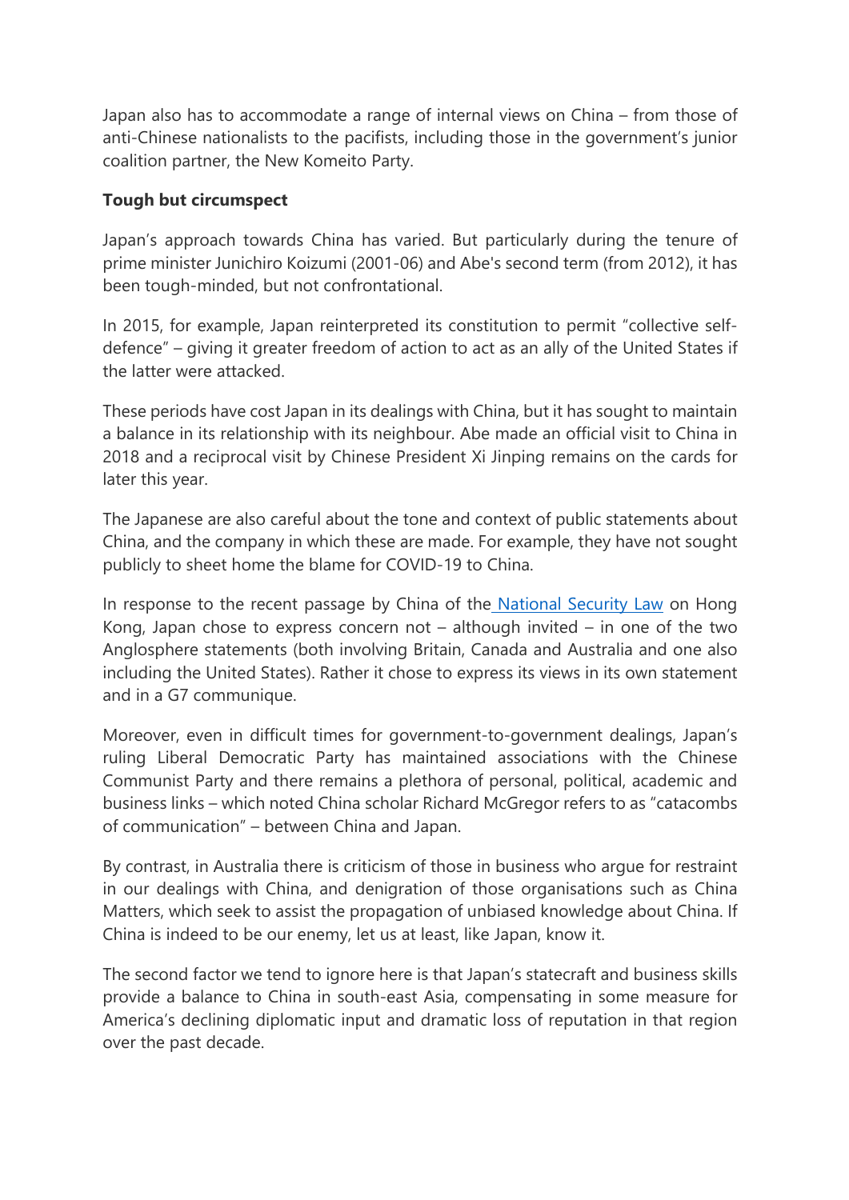Japan also has to accommodate a range of internal views on China – from those of anti-Chinese nationalists to the pacifists, including those in the government's junior coalition partner, the New Komeito Party.

**Tough but circumspect**

Japan's approach towards China has varied. But particularly during the tenure of prime minister Junichiro Koizumi (2001-06) and Abe's second term (from 2012), it has been tough-minded, but not confrontational.

In 2015, for example, Japan reinterpreted its constitution to permit "collective self-defence" – giving it greater freedom of action to act as an ally of the United States if the latter were attacked.

These periods have cost Japan in its dealings with China, but it has sought to maintain a balance in its relationship with its neighbour. Abe made an official visit to China in 2018 and a reciprocal visit by Chinese President Xi Jinping remains on the cards for later this year.

The Japanese are also careful about the tone and context of public statements about China, and the company in which these are made. For example, they have not sought publicly to sheet home the blame for COVID-19 to China.

In response to the recent passage by China of the National Security Law on Hong Kong, Japan chose to express concern not – although invited – in one of the two Anglosphere statements (both involving Britain, Canada and Australia and one also including the United States). Rather it chose to express its views in its own statement and in a G7 communique.

Moreover, even in difficult times for government-to-government dealings, Japan's ruling Liberal Democratic Party has maintained associations with the Chinese Communist Party and there remains a plethora of personal, political, academic and business links – which noted China scholar Richard McGregor refers to as "catacombs of communication" – between China and Japan.

By contrast, in Australia there is criticism of those in business who argue for restraint in our dealings with China, and denigration of those organisations such as China Matters, which seek to assist the propagation of unbiased knowledge about China. If China is indeed to be our enemy, let us at least, like Japan, know it.

The second factor we tend to ignore here is that Japan's statecraft and business skills provide a balance to China in south-east Asia, compensating in some measure for America's declining diplomatic input and dramatic loss of reputation in that region over the past decade.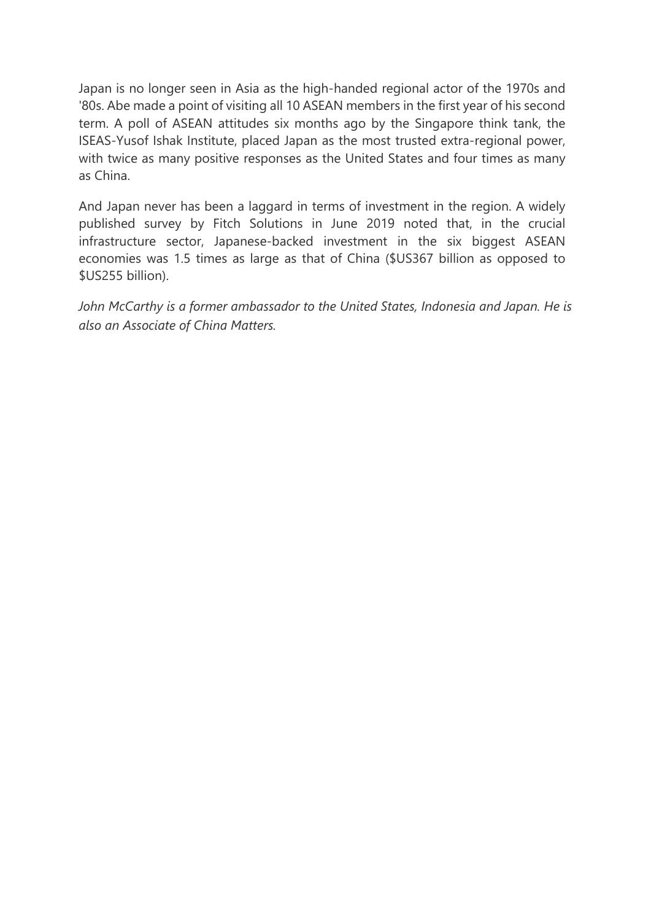Japan is no longer seen in Asia as the high-handed regional actor of the 1970s and '80s. Abe made a point of visiting all 10 ASEAN members in the first year of his second term. A poll of ASEAN attitudes six months ago by the Singapore think tank, the ISEAS-Yusof Ishak Institute, placed Japan as the most trusted extra-regional power, with twice as many positive responses as the United States and four times as many as China.

And Japan never has been a laggard in terms of investment in the region. A widely published survey by Fitch Solutions in June 2019 noted that, in the crucial infrastructure sector, Japanese-backed investment in the six biggest ASEAN economies was 1.5 times as large as that of China ($US367 billion as opposed to $US255 billion).

*John McCarthy is a former ambassador to the United States, Indonesia and Japan. He is also an Associate of China Matters.*